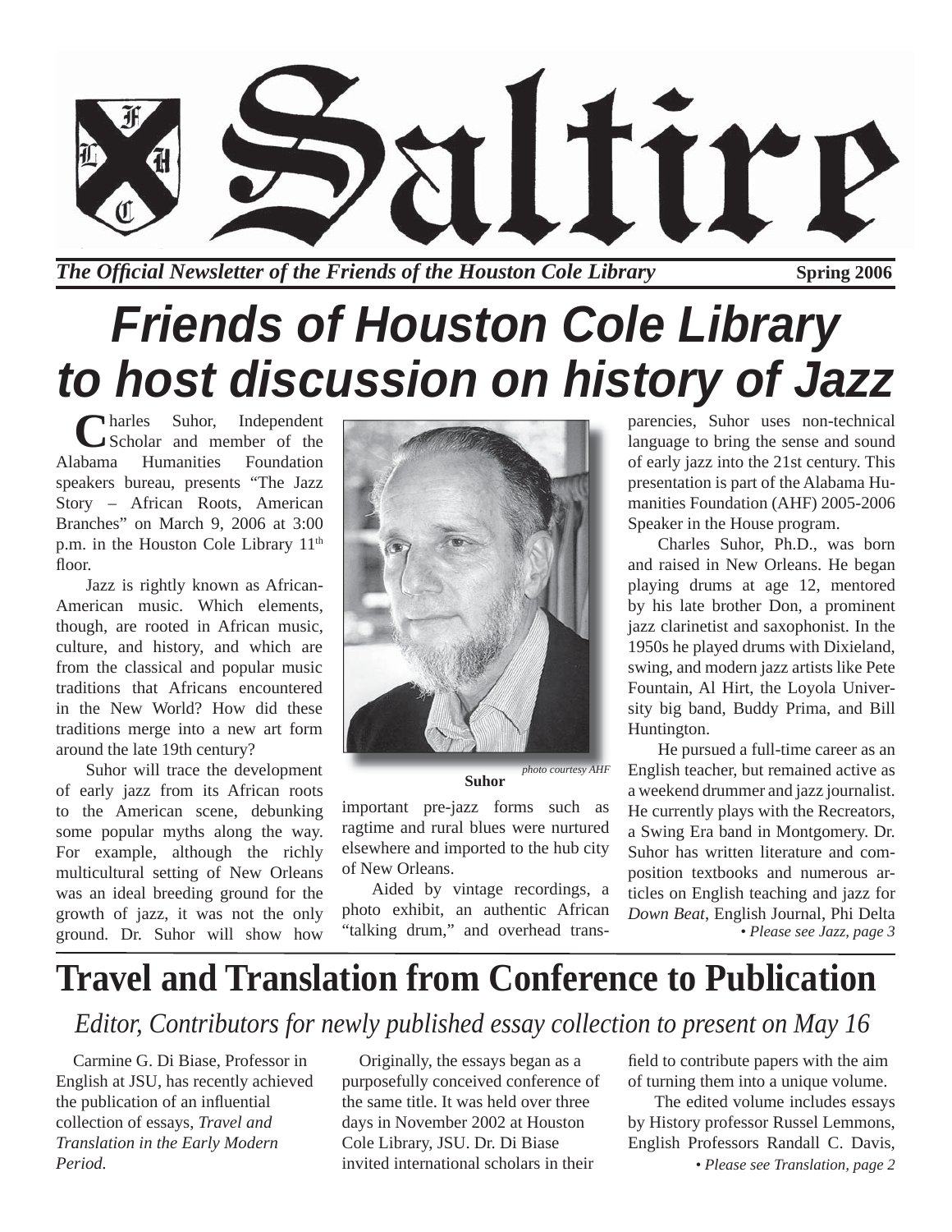# Saltire

*The Official Newsletter of the Friends of the Houston Cole Library* **Spring 2006**

# *Friends of Houston Cole Library to host discussion on history of Jazz*

Charles Suhor, Independent Scholar and member of the Alabama Humanities Foundation speakers bureau, presents "The Jazz Story – African Roots, American Branches" on March 9, 2006 at 3:00 p.m. in the Houston Cole Library 11th floor.

Jazz is rightly known as African-American music. Which elements, though, are rooted in African music, culture, and history, and which are from the classical and popular music traditions that Africans encountered in the New World? How did these traditions merge into a new art form around the late 19th century?

Suhor will trace the development of early jazz from its African roots to the American scene, debunking some popular myths along the way. For example, although the richly multicultural setting of New Orleans was an ideal breeding ground for the growth of jazz, it was not the only ground. Dr. Suhor will show how important pre-jazz forms such as ragtime and rural blues were nurtured elsewhere and imported to the hub city of New Orleans.

*photo courtesy AHF*

**Suhor**

Aided by vintage recordings, a photo exhibit, an authentic African "talking drum," and overhead transparencies, Suhor uses non-technical language to bring the sense and sound of early jazz into the 21st century. This presentation is part of the Alabama Humanities Foundation (AHF) 2005-2006 Speaker in the House program.

Charles Suhor, Ph.D., was born and raised in New Orleans. He began playing drums at age 12, mentored by his late brother Don, a prominent jazz clarinetist and saxophonist. In the 1950s he played drums with Dixieland, swing, and modern jazz artists like Pete Fountain, Al Hirt, the Loyola University big band, Buddy Prima, and Bill Huntington.

He pursued a full-time career as an English teacher, but remained active as a weekend drummer and jazz journalist. He currently plays with the Recreators, a Swing Era band in Montgomery. Dr. Suhor has written literature and composition textbooks and numerous articles on English teaching and jazz for *Down Beat*, English Journal, Phi Delta

*• Please see Jazz, page 3*

# Travel and Translation from Conference to Publication

*Editor, Contributors for newly published essay collection to present on May 16*

Carmine G. Di Biase, Professor in English at JSU, has recently achieved the publication of an influential collection of essays, *Travel and Translation in the Early Modern Period.*

Originally, the essays began as a purposefully conceived conference of the same title. It was held over three days in November 2002 at Houston Cole Library, JSU. Dr. Di Biase invited international scholars in their field to contribute papers with the aim of turning them into a unique volume.

The edited volume includes essays by History professor Russel Lemmons, English Professors Randall C. Davis,

*• Please see Translation, page 2*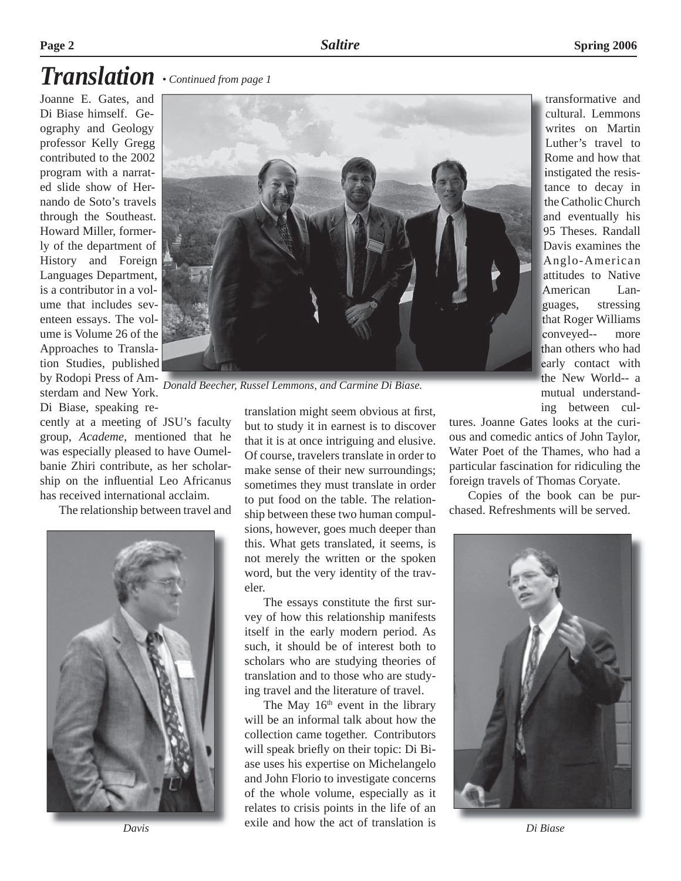# *Translation* • *Continued from page 1*

Joanne E. Gates, and Di Biase himself. Geography and Geology professor Kelly Gregg contributed to the 2002 program with a narrated slide show of Hernando de Soto's travels through the Southeast. Howard Miller, formerly of the department of History and Foreign Languages Department, is a contributor in a volume that includes seventeen essays. The volume is Volume 26 of the Approaches to Translation Studies, published by Rodopi Press of Amsterdam and New York. Di Biase, speaking recently at a meeting of JSU's faculty group, *Academe*, mentioned that he was especially pleased to have Oumelbanie Zhiri contribute, as her scholarship on the influential Leo Africanus has received international acclaim.

*Donald Beecher, Russel Lemmons, and Carmine Di Biase.*

The relationship between travel and translation might seem obvious at first, but to study it in earnest is to discover that it is at once intriguing and elusive. Of course, travelers translate in order to make sense of their new surroundings; sometimes they must translate in order to put food on the table. The relationship between these two human compulsions, however, goes much deeper than this. What gets translated, it seems, is not merely the written or the spoken word, but the very identity of the traveler.

The essays constitute the first survey of how this relationship manifests itself in the early modern period. As such, it should be of interest both to scholars who are studying theories of translation and to those who are studying travel and the literature of travel.

The May 16th event in the library will be an informal talk about how the collection came together. Contributors will speak briefly on their topic: Di Biase uses his expertise on Michelangelo and John Florio to investigate concerns of the whole volume, especially as it relates to crisis points in the life of an exile and how the act of translation is transformative and cultural. Lemmons writes on Martin Luther's travel to Rome and how that instigated the resistance to decay in the Catholic Church and eventually his 95 Theses. Randall Davis examines the Anglo-American attitudes to Native American Languages, stressing that Roger Williams conveyed-- more than others who had early contact with the New World-- a mutual understanding between cultures. Joanne Gates looks at the curious and comedic antics of John Taylor, Water Poet of the Thames, who had a particular fascination for ridiculing the foreign travels of Thomas Coryate.

Copies of the book can be purchased. Refreshments will be served.

*Davis*

*Di Biase*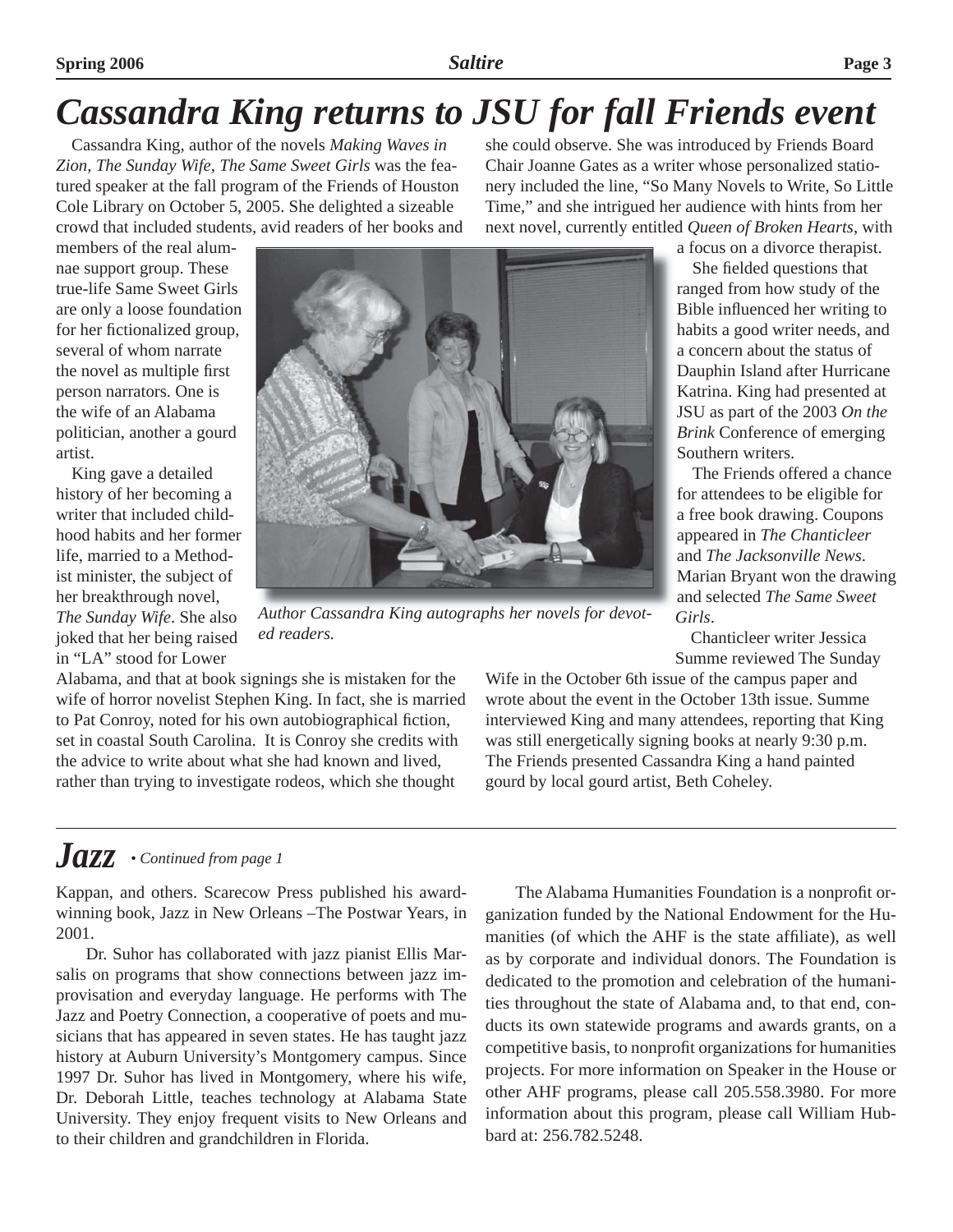// Cassandra King returns to JSU for fall Friends event

# Cassandra King returns to JSU for fall Friends event

Cassandra King, author of the novels *Making Waves in Zion*, *The Sunday Wife*, *The Same Sweet Girls* was the featured speaker at the fall program of the Friends of Houston Cole Library on October 5, 2005. She delighted a sizeable crowd that included students, avid readers of her books and members of the real alumnae support group. These true-life Same Sweet Girls are only a loose foundation for her fictionalized group, several of whom narrate the novel as multiple first person narrators. One is the wife of an Alabama politician, another a gourd artist.

King gave a detailed history of her becoming a writer that included childhood habits and her former life, married to a Methodist minister, the subject of her breakthrough novel, *The Sunday Wife*. She also joked that her being raised in "LA" stood for Lower Alabama, and that at book signings she is mistaken for the wife of horror novelist Stephen King. In fact, she is married to Pat Conroy, noted for his own autobiographical fiction, set in coastal South Carolina. It is Conroy she credits with the advice to write about what she had known and lived, rather than trying to investigate rodeos, which she thought she could observe. She was introduced by Friends Board Chair Joanne Gates as a writer whose personalized stationery included the line, "So Many Novels to Write, So Little Time," and she intrigued her audience with hints from her next novel, currently entitled *Queen of Broken Hearts*, with a focus on a divorce therapist.

*Author Cassandra King autographs her novels for devoted readers.*

She fielded questions that ranged from how study of the Bible influenced her writing to habits a good writer needs, and a concern about the status of Dauphin Island after Hurricane Katrina. King had presented at JSU as part of the 2003 *On the Brink* Conference of emerging Southern writers.

The Friends offered a chance for attendees to be eligible for a free book drawing. Coupons appeared in *The Chanticleer* and *The Jacksonville News*. Marian Bryant won the drawing and selected *The Same Sweet Girls*.

Chanticleer writer Jessica Summe reviewed The Sunday Wife in the October 6th issue of the campus paper and wrote about the event in the October 13th issue. Summe interviewed King and many attendees, reporting that King was still energetically signing books at nearly 9:30 p.m. The Friends presented Cassandra King a hand painted gourd by local gourd artist, Beth Coheley.

---

# *Jazz* • *Continued from page 1*

Kappan, and others. Scarecow Press published his award-winning book, Jazz in New Orleans –The Postwar Years, in 2001.

Dr. Suhor has collaborated with jazz pianist Ellis Marsalis on programs that show connections between jazz improvisation and everyday language. He performs with The Jazz and Poetry Connection, a cooperative of poets and musicians that has appeared in seven states. He has taught jazz history at Auburn University's Montgomery campus. Since 1997 Dr. Suhor has lived in Montgomery, where his wife, Dr. Deborah Little, teaches technology at Alabama State University. They enjoy frequent visits to New Orleans and to their children and grandchildren in Florida.

The Alabama Humanities Foundation is a nonprofit organization funded by the National Endowment for the Humanities (of which the AHF is the state affiliate), as well as by corporate and individual donors. The Foundation is dedicated to the promotion and celebration of the humanities throughout the state of Alabama and, to that end, conducts its own statewide programs and awards grants, on a competitive basis, to nonprofit organizations for humanities projects. For more information on Speaker in the House or other AHF programs, please call 205.558.3980. For more information about this program, please call William Hubbard at: 256.782.5248.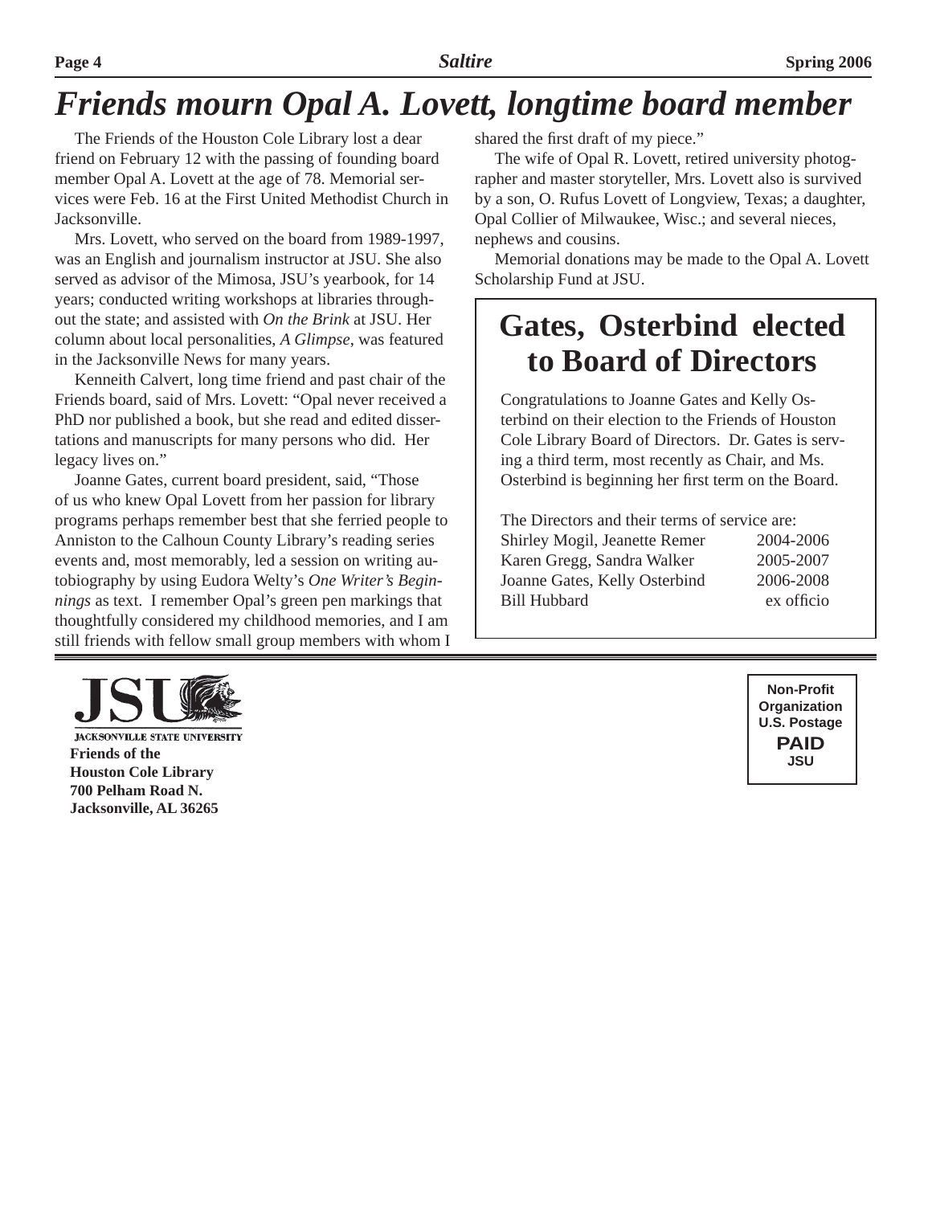# *Friends mourn Opal A. Lovett, longtime board member*

The Friends of the Houston Cole Library lost a dear friend on February 12 with the passing of founding board member Opal A. Lovett at the age of 78. Memorial services were Feb. 16 at the First United Methodist Church in Jacksonville.

Mrs. Lovett, who served on the board from 1989-1997, was an English and journalism instructor at JSU. She also served as advisor of the Mimosa, JSU's yearbook, for 14 years; conducted writing workshops at libraries throughout the state; and assisted with *On the Brink* at JSU. Her column about local personalities, *A Glimpse*, was featured in the Jacksonville News for many years.

Kenneith Calvert, long time friend and past chair of the Friends board, said of Mrs. Lovett: "Opal never received a PhD nor published a book, but she read and edited dissertations and manuscripts for many persons who did. Her legacy lives on."

Joanne Gates, current board president, said, "Those of us who knew Opal Lovett from her passion for library programs perhaps remember best that she ferried people to Anniston to the Calhoun County Library's reading series events and, most memorably, led a session on writing autobiography by using Eudora Welty's *One Writer's Beginnings* as text. I remember Opal's green pen markings that thoughtfully considered my childhood memories, and I am still friends with fellow small group members with whom I shared the first draft of my piece."

The wife of Opal R. Lovett, retired university photographer and master storyteller, Mrs. Lovett also is survived by a son, O. Rufus Lovett of Longview, Texas; a daughter, Opal Collier of Milwaukee, Wisc.; and several nieces, nephews and cousins.

Memorial donations may be made to the Opal A. Lovett Scholarship Fund at JSU.

## Gates, Osterbind elected to Board of Directors

Congratulations to Joanne Gates and Kelly Osterbind on their election to the Friends of Houston Cole Library Board of Directors. Dr. Gates is serving a third term, most recently as Chair, and Ms. Osterbind is beginning her first term on the Board.

The Directors and their terms of service are:

| | |
|---|---|
| Shirley Mogil, Jeanette Remer | 2004-2006 |
| Karen Gregg, Sandra Walker | 2005-2007 |
| Joanne Gates, Kelly Osterbind | 2006-2008 |
| Bill Hubbard | ex officio |

JSU
JACKSONVILLE STATE UNIVERSITY

**Friends of the**
**Houston Cole Library**
**700 Pelham Road N.**
**Jacksonville, AL 36265**

**Non-Profit Organization U.S. Postage PAID JSU**